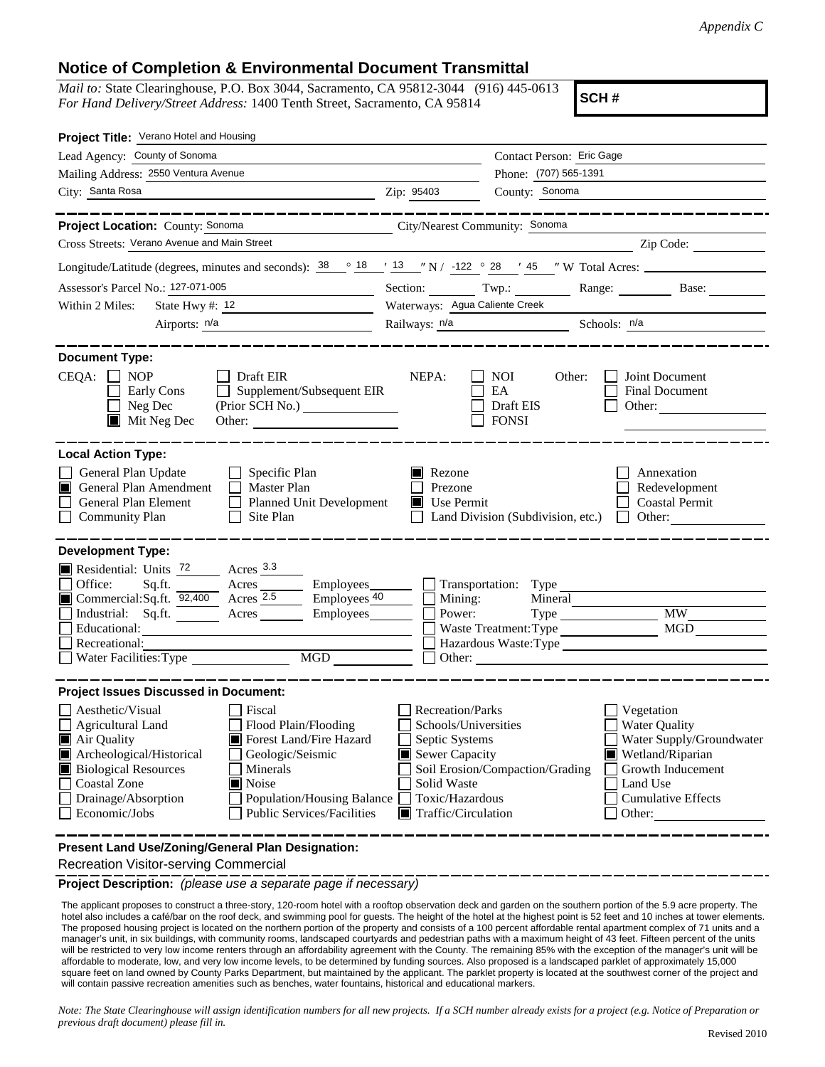*Appendix C*

# Notice of Completion & Environmental Document Transmittal

*Mail to:* State Clearinghouse, P.O. Box 3044, Sacramento, CA 95812-3044 (916) 445-0613
*For Hand Delivery/Street Address:* 1400 Tenth Street, Sacramento, CA 95814

**SCH #**

**Project Title:** Verano Hotel and Housing

Lead Agency: County of Sonoma
Contact Person: Eric Gage
Mailing Address: 2550 Ventura Avenue
Phone: (707) 565-1391
City: Santa Rosa
Zip: 95403
County: Sonoma

---

**Project Location:** County: Sonoma
City/Nearest Community: Sonoma
Cross Streets: Verano Avenue and Main Street
Zip Code:
Longitude/Latitude (degrees, minutes and seconds): 38 ° 18 ′ 13 ″ N / -122 ° 28 ′ 45 ″ W Total Acres:
Assessor's Parcel No.: 127-071-005
Section: Twp.: Range: Base:
Within 2 Miles: State Hwy #: 12
Waterways: Agua Caliente Creek
Airports: n/a
Railways: n/a
Schools: n/a

---

**Document Type:**

CEQA:
- ☐ NOP
- ☐ Early Cons
- ☐ Neg Dec
- ☒ Mit Neg Dec
- ☐ Draft EIR
- ☐ Supplement/Subsequent EIR (Prior SCH No.)
- Other:

NEPA:
- ☐ NOI
- ☐ EA
- ☐ Draft EIS
- ☐ FONSI

Other:
- ☐ Joint Document
- ☐ Final Document
- ☐ Other:

---

**Local Action Type:**

- ☐ General Plan Update
- ☒ General Plan Amendment
- ☐ General Plan Element
- ☐ Community Plan
- ☐ Specific Plan
- ☐ Master Plan
- ☐ Planned Unit Development
- ☐ Site Plan
- ☒ Rezone
- ☐ Prezone
- ☒ Use Permit
- ☐ Land Division (Subdivision, etc.)
- ☐ Annexation
- ☐ Redevelopment
- ☐ Coastal Permit
- ☐ Other:

---

**Development Type:**

- ☒ Residential: Units 72 Acres 3.3
- ☐ Office: Sq.ft. Acres Employees
- ☒ Commercial: Sq.ft. 92,400 Acres 2.5 Employees 40
- ☐ Industrial: Sq.ft. Acres Employees
- ☐ Educational:
- ☐ Recreational:
- ☐ Water Facilities: Type MGD
- ☐ Transportation: Type
- ☐ Mining: Mineral
- ☐ Power: Type MW
- ☐ Waste Treatment: Type MGD
- ☐ Hazardous Waste: Type
- ☐ Other:

---

**Project Issues Discussed in Document:**

- ☐ Aesthetic/Visual
- ☐ Agricultural Land
- ☒ Air Quality
- ☒ Archeological/Historical
- ☒ Biological Resources
- ☐ Coastal Zone
- ☐ Drainage/Absorption
- ☐ Economic/Jobs
- ☐ Fiscal
- ☐ Flood Plain/Flooding
- ☒ Forest Land/Fire Hazard
- ☐ Geologic/Seismic
- ☐ Minerals
- ☒ Noise
- ☐ Population/Housing Balance
- ☐ Public Services/Facilities
- ☐ Recreation/Parks
- ☐ Schools/Universities
- ☐ Septic Systems
- ☒ Sewer Capacity
- ☐ Soil Erosion/Compaction/Grading
- ☐ Solid Waste
- ☐ Toxic/Hazardous
- ☒ Traffic/Circulation
- ☐ Vegetation
- ☐ Water Quality
- ☐ Water Supply/Groundwater
- ☒ Wetland/Riparian
- ☐ Growth Inducement
- ☐ Land Use
- ☐ Cumulative Effects
- ☐ Other:

---

**Present Land Use/Zoning/General Plan Designation:**

Recreation Visitor-serving Commercial

**Project Description:** *(please use a separate page if necessary)*

The applicant proposes to construct a three-story, 120-room hotel with a rooftop observation deck and garden on the southern portion of the 5.9 acre property. The hotel also includes a café/bar on the roof deck, and swimming pool for guests. The height of the hotel at the highest point is 52 feet and 10 inches at tower elements. The proposed housing project is located on the northern portion of the property and consists of a 100 percent affordable rental apartment complex of 71 units and a manager's unit, in six buildings, with community rooms, landscaped courtyards and pedestrian paths with a maximum height of 43 feet. Fifteen percent of the units will be restricted to very low income renters through an affordability agreement with the County. The remaining 85% with the exception of the manager's unit will be affordable to moderate, low, and very low income levels, to be determined by funding sources. Also proposed is a landscaped parklet of approximately 15,000 square feet on land owned by County Parks Department, but maintained by the applicant. The parklet property is located at the southwest corner of the project and will contain passive recreation amenities such as benches, water fountains, historical and educational markers.

*Note: The State Clearinghouse will assign identification numbers for all new projects. If a SCH number already exists for a project (e.g. Notice of Preparation or previous draft document) please fill in.*

Revised 2010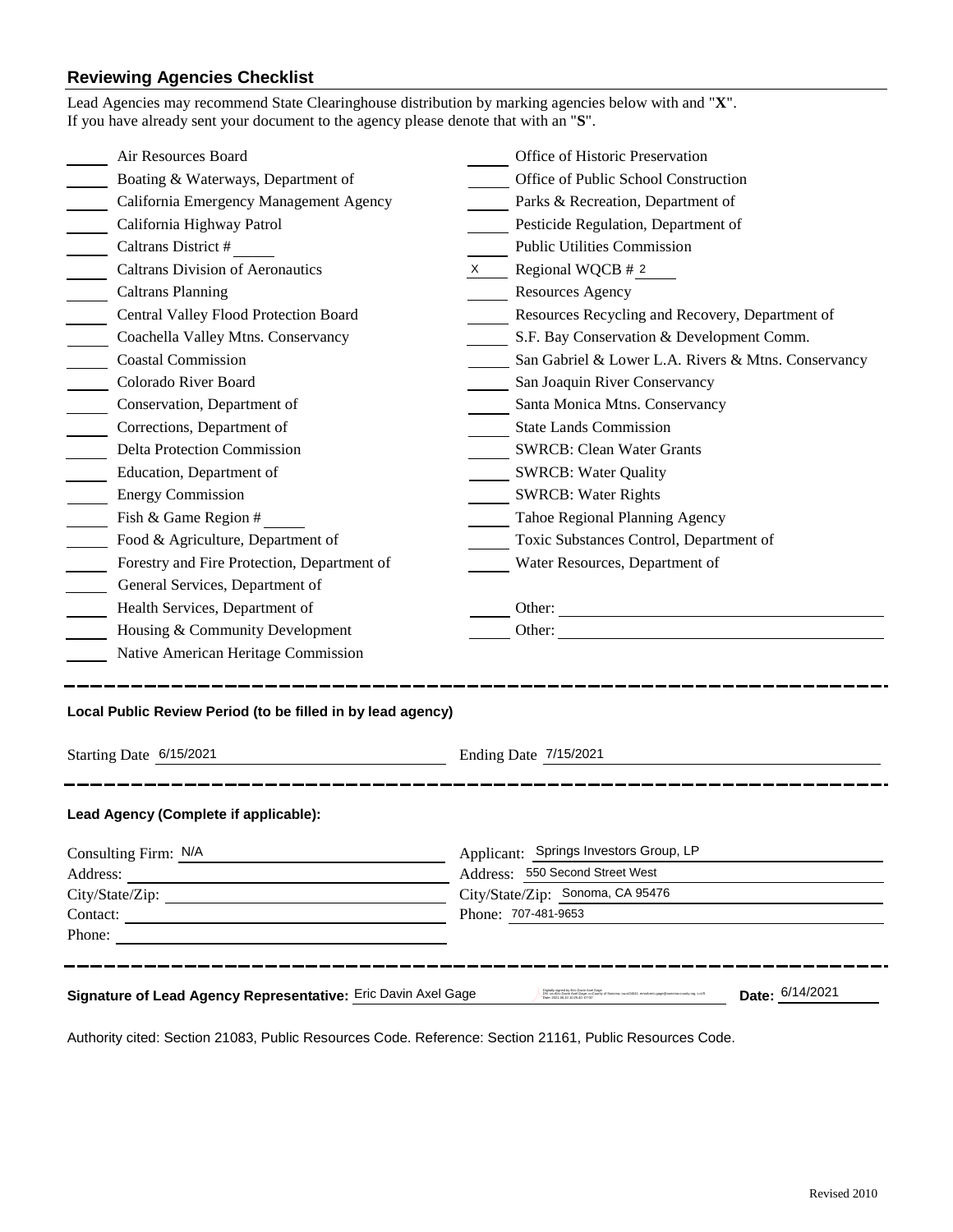## Reviewing Agencies Checklist

Lead Agencies may recommend State Clearinghouse distribution by marking agencies below with and "**X**".
If you have already sent your document to the agency please denote that with an "**S**".

| | | | |
|---|---|---|---|
| ____ | Air Resources Board | ____ | Office of Historic Preservation |
| ____ | Boating & Waterways, Department of | ____ | Office of Public School Construction |
| ____ | California Emergency Management Agency | ____ | Parks & Recreation, Department of |
| ____ | California Highway Patrol | ____ | Pesticide Regulation, Department of |
| ____ | Caltrans District # ____ | ____ | Public Utilities Commission |
| ____ | Caltrans Division of Aeronautics | X | Regional WQCB # 2 |
| ____ | Caltrans Planning | ____ | Resources Agency |
| ____ | Central Valley Flood Protection Board | ____ | Resources Recycling and Recovery, Department of |
| ____ | Coachella Valley Mtns. Conservancy | ____ | S.F. Bay Conservation & Development Comm. |
| ____ | Coastal Commission | ____ | San Gabriel & Lower L.A. Rivers & Mtns. Conservancy |
| ____ | Colorado River Board | ____ | San Joaquin River Conservancy |
| ____ | Conservation, Department of | ____ | Santa Monica Mtns. Conservancy |
| ____ | Corrections, Department of | ____ | State Lands Commission |
| ____ | Delta Protection Commission | ____ | SWRCB: Clean Water Grants |
| ____ | Education, Department of | ____ | SWRCB: Water Quality |
| ____ | Energy Commission | ____ | SWRCB: Water Rights |
| ____ | Fish & Game Region # ____ | ____ | Tahoe Regional Planning Agency |
| ____ | Food & Agriculture, Department of | ____ | Toxic Substances Control, Department of |
| ____ | Forestry and Fire Protection, Department of | ____ | Water Resources, Department of |
| ____ | General Services, Department of | | |
| ____ | Health Services, Department of | ____ | Other: |
| ____ | Housing & Community Development | ____ | Other: |
| ____ | Native American Heritage Commission | | |

---

### Local Public Review Period (to be filled in by lead agency)

Starting Date 6/15/2021 Ending Date 7/15/2021

---

### Lead Agency (Complete if applicable):

Consulting Firm: N/A
Address:
City/State/Zip:
Contact:
Phone:

Applicant: Springs Investors Group, LP
Address: 550 Second Street West
City/State/Zip: Sonoma, CA 95476
Phone: 707-481-9653

---

**Signature of Lead Agency Representative:** Eric Davin Axel Gage **Date:** 6/14/2021

Authority cited: Section 21083, Public Resources Code. Reference: Section 21161, Public Resources Code.

Revised 2010